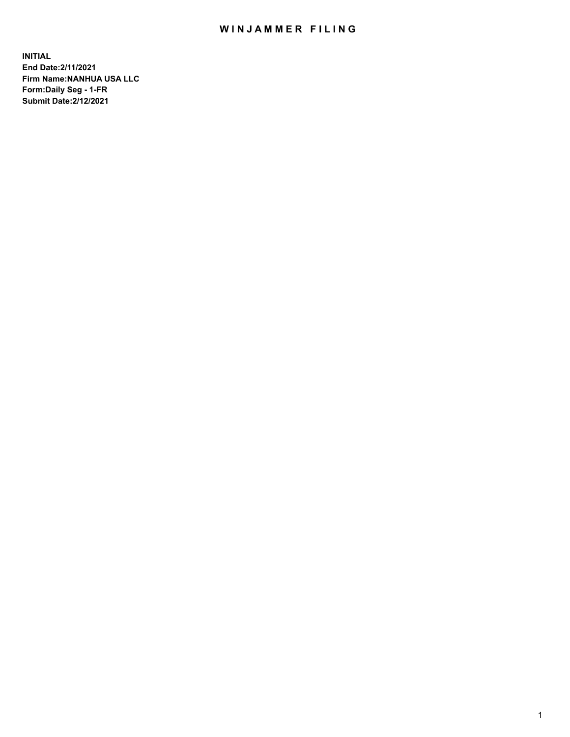# WINJAMMER FILING

**INITIAL**
**End Date:2/11/2021**
**Firm Name:NANHUA USA LLC**
**Form:Daily Seg - 1-FR**
**Submit Date:2/12/2021**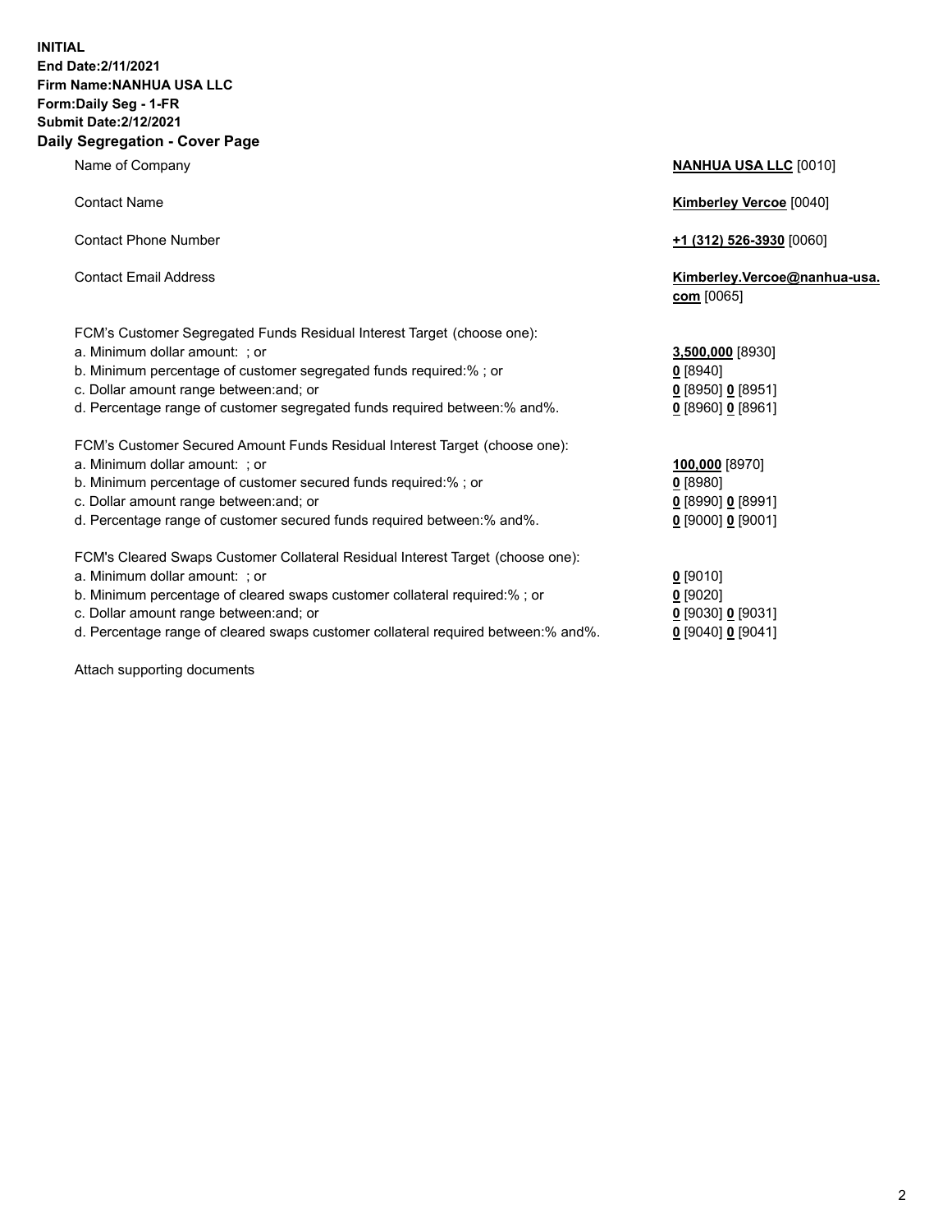**INITIAL**
**End Date:2/11/2021**
**Firm Name:NANHUA USA LLC**
**Form:Daily Seg - 1-FR**
**Submit Date:2/12/2021**

**Daily Segregation - Cover Page**

| | |
|---|---|
| Name of Company | **NANHUA USA LLC** [0010] |
| Contact Name | **Kimberley Vercoe** [0040] |
| Contact Phone Number | **+1 (312) 526-3930** [0060] |
| Contact Email Address | **Kimberley.Vercoe@nanhua-usa.com** [0065] |
| FCM's Customer Segregated Funds Residual Interest Target (choose one): | |
| a. Minimum dollar amount: ; or | **3,500,000** [8930] |
| b. Minimum percentage of customer segregated funds required:% ; or | **0** [8940] |
| c. Dollar amount range between:and; or | **0** [8950] **0** [8951] |
| d. Percentage range of customer segregated funds required between:% and%. | **0** [8960] **0** [8961] |
| FCM's Customer Secured Amount Funds Residual Interest Target (choose one): | |
| a. Minimum dollar amount: ; or | **100,000** [8970] |
| b. Minimum percentage of customer secured funds required:% ; or | **0** [8980] |
| c. Dollar amount range between:and; or | **0** [8990] **0** [8991] |
| d. Percentage range of customer secured funds required between:% and%. | **0** [9000] **0** [9001] |
| FCM's Cleared Swaps Customer Collateral Residual Interest Target (choose one): | |
| a. Minimum dollar amount: ; or | **0** [9010] |
| b. Minimum percentage of cleared swaps customer collateral required:% ; or | **0** [9020] |
| c. Dollar amount range between:and; or | **0** [9030] **0** [9031] |
| d. Percentage range of cleared swaps customer collateral required between:% and%. | **0** [9040] **0** [9041] |

Attach supporting documents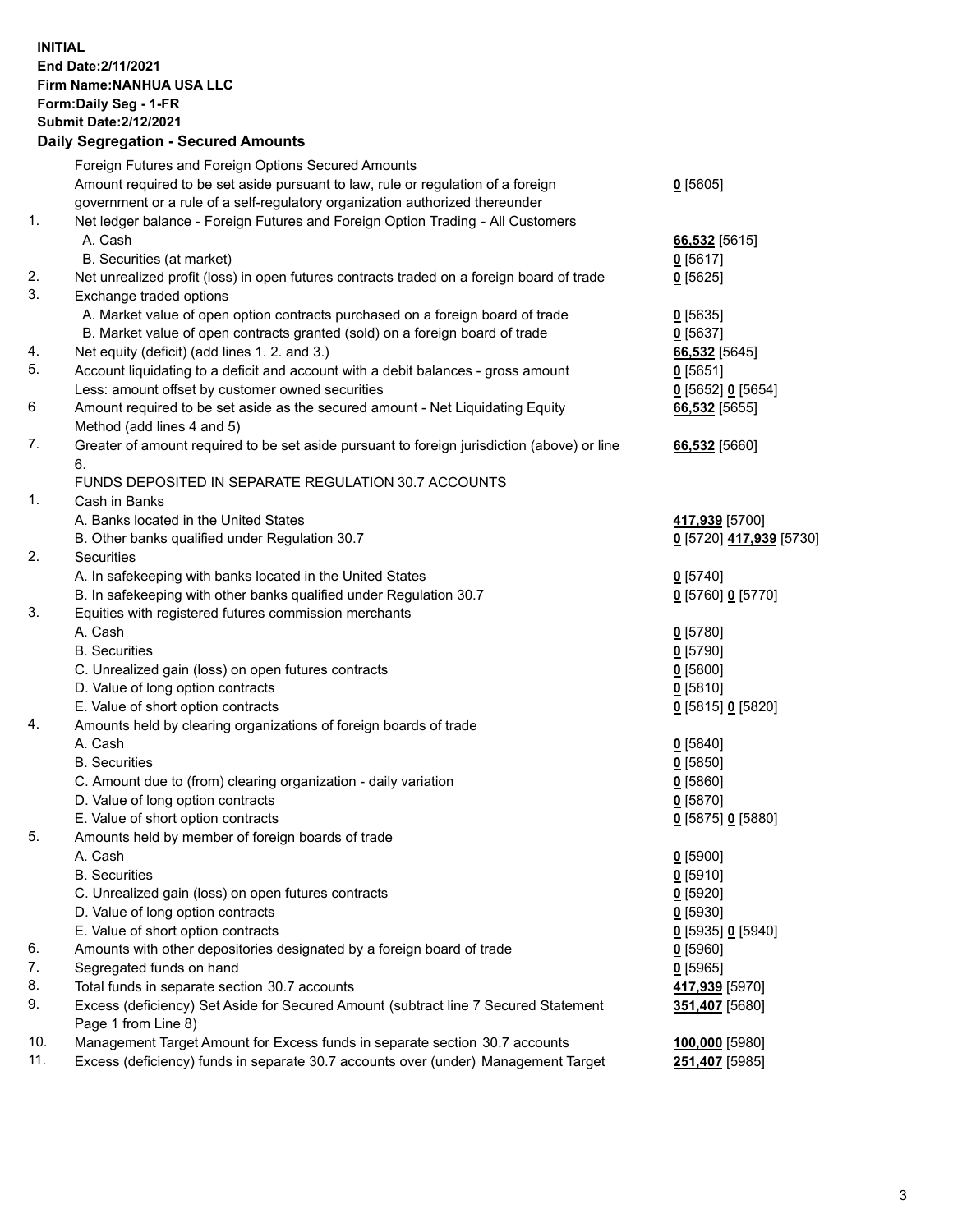**INITIAL**
**End Date:2/11/2021**
**Firm Name:NANHUA USA LLC**
**Form:Daily Seg - 1-FR**
**Submit Date:2/12/2021**

## Daily Segregation - Secured Amounts

| | | |
|---|---|---|
| | Foreign Futures and Foreign Options Secured Amounts | |
| | Amount required to be set aside pursuant to law, rule or regulation of a foreign government or a rule of a self-regulatory organization authorized thereunder | **0** [5605] |
| 1. | Net ledger balance - Foreign Futures and Foreign Option Trading - All Customers | |
| | A. Cash | **66,532** [5615] |
| | B. Securities (at market) | **0** [5617] |
| 2. | Net unrealized profit (loss) in open futures contracts traded on a foreign board of trade | **0** [5625] |
| 3. | Exchange traded options | |
| | A. Market value of open option contracts purchased on a foreign board of trade | **0** [5635] |
| | B. Market value of open contracts granted (sold) on a foreign board of trade | **0** [5637] |
| 4. | Net equity (deficit) (add lines 1. 2. and 3.) | **66,532** [5645] |
| 5. | Account liquidating to a deficit and account with a debit balances - gross amount | **0** [5651] |
| | Less: amount offset by customer owned securities | **0** [5652] **0** [5654] |
| 6 | Amount required to be set aside as the secured amount - Net Liquidating Equity Method (add lines 4 and 5) | **66,532** [5655] |
| 7. | Greater of amount required to be set aside pursuant to foreign jurisdiction (above) or line 6. | **66,532** [5660] |
| | FUNDS DEPOSITED IN SEPARATE REGULATION 30.7 ACCOUNTS | |
| 1. | Cash in Banks | |
| | A. Banks located in the United States | **417,939** [5700] |
| | B. Other banks qualified under Regulation 30.7 | **0** [5720] **417,939** [5730] |
| 2. | Securities | |
| | A. In safekeeping with banks located in the United States | **0** [5740] |
| | B. In safekeeping with other banks qualified under Regulation 30.7 | **0** [5760] **0** [5770] |
| 3. | Equities with registered futures commission merchants | |
| | A. Cash | **0** [5780] |
| | B. Securities | **0** [5790] |
| | C. Unrealized gain (loss) on open futures contracts | **0** [5800] |
| | D. Value of long option contracts | **0** [5810] |
| | E. Value of short option contracts | **0** [5815] **0** [5820] |
| 4. | Amounts held by clearing organizations of foreign boards of trade | |
| | A. Cash | **0** [5840] |
| | B. Securities | **0** [5850] |
| | C. Amount due to (from) clearing organization - daily variation | **0** [5860] |
| | D. Value of long option contracts | **0** [5870] |
| | E. Value of short option contracts | **0** [5875] **0** [5880] |
| 5. | Amounts held by member of foreign boards of trade | |
| | A. Cash | **0** [5900] |
| | B. Securities | **0** [5910] |
| | C. Unrealized gain (loss) on open futures contracts | **0** [5920] |
| | D. Value of long option contracts | **0** [5930] |
| | E. Value of short option contracts | **0** [5935] **0** [5940] |
| 6. | Amounts with other depositories designated by a foreign board of trade | **0** [5960] |
| 7. | Segregated funds on hand | **0** [5965] |
| 8. | Total funds in separate section 30.7 accounts | **417,939** [5970] |
| 9. | Excess (deficiency) Set Aside for Secured Amount (subtract line 7 Secured Statement Page 1 from Line 8) | **351,407** [5680] |
| 10. | Management Target Amount for Excess funds in separate section 30.7 accounts | **100,000** [5980] |
| 11. | Excess (deficiency) funds in separate 30.7 accounts over (under) Management Target | **251,407** [5985] |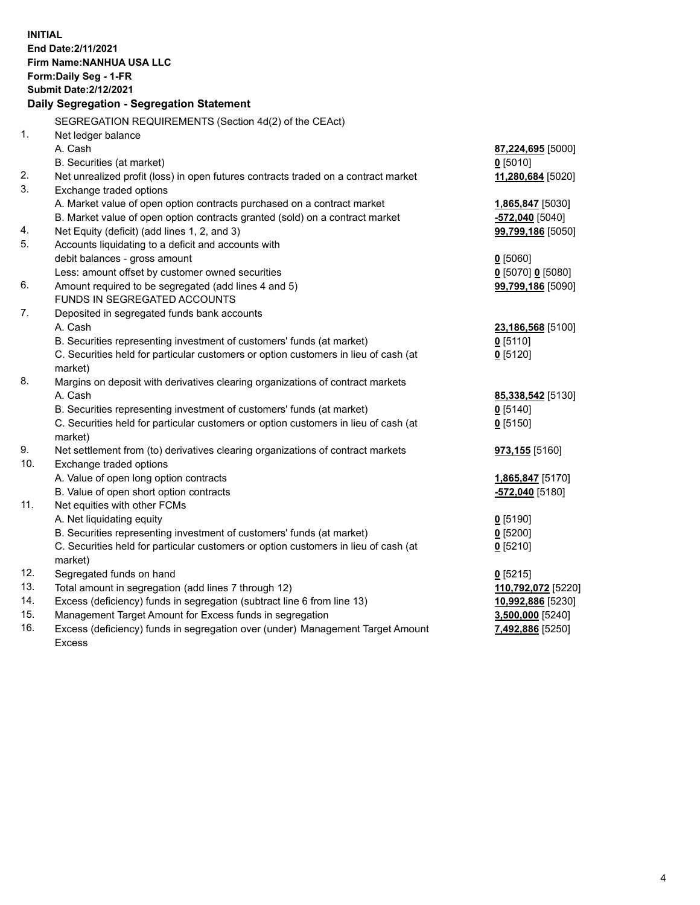**INITIAL**
**End Date:2/11/2021**
**Firm Name:NANHUA USA LLC**
**Form:Daily Seg - 1-FR**
**Submit Date:2/12/2021**

## Daily Segregation - Segregation Statement

| | | |
|---|---|---|
| | SEGREGATION REQUIREMENTS (Section 4d(2) of the CEAct) | |
| 1. | Net ledger balance | |
| | A. Cash | **87,224,695** [5000] |
| | B. Securities (at market) | **0** [5010] |
| 2. | Net unrealized profit (loss) in open futures contracts traded on a contract market | **11,280,684** [5020] |
| 3. | Exchange traded options | |
| | A. Market value of open option contracts purchased on a contract market | **1,865,847** [5030] |
| | B. Market value of open option contracts granted (sold) on a contract market | **-572,040** [5040] |
| 4. | Net Equity (deficit) (add lines 1, 2, and 3) | **99,799,186** [5050] |
| 5. | Accounts liquidating to a deficit and accounts with debit balances - gross amount | **0** [5060] |
| | Less: amount offset by customer owned securities | **0** [5070] **0** [5080] |
| 6. | Amount required to be segregated (add lines 4 and 5) | **99,799,186** [5090] |
| | FUNDS IN SEGREGATED ACCOUNTS | |
| 7. | Deposited in segregated funds bank accounts | |
| | A. Cash | **23,186,568** [5100] |
| | B. Securities representing investment of customers' funds (at market) | **0** [5110] |
| | C. Securities held for particular customers or option customers in lieu of cash (at market) | **0** [5120] |
| 8. | Margins on deposit with derivatives clearing organizations of contract markets | |
| | A. Cash | **85,338,542** [5130] |
| | B. Securities representing investment of customers' funds (at market) | **0** [5140] |
| | C. Securities held for particular customers or option customers in lieu of cash (at market) | **0** [5150] |
| 9. | Net settlement from (to) derivatives clearing organizations of contract markets | **973,155** [5160] |
| 10. | Exchange traded options | |
| | A. Value of open long option contracts | **1,865,847** [5170] |
| | B. Value of open short option contracts | **-572,040** [5180] |
| 11. | Net equities with other FCMs | |
| | A. Net liquidating equity | **0** [5190] |
| | B. Securities representing investment of customers' funds (at market) | **0** [5200] |
| | C. Securities held for particular customers or option customers in lieu of cash (at market) | **0** [5210] |
| 12. | Segregated funds on hand | **0** [5215] |
| 13. | Total amount in segregation (add lines 7 through 12) | **110,792,072** [5220] |
| 14. | Excess (deficiency) funds in segregation (subtract line 6 from line 13) | **10,992,886** [5230] |
| 15. | Management Target Amount for Excess funds in segregation | **3,500,000** [5240] |
| 16. | Excess (deficiency) funds in segregation over (under) Management Target Amount Excess | **7,492,886** [5250] |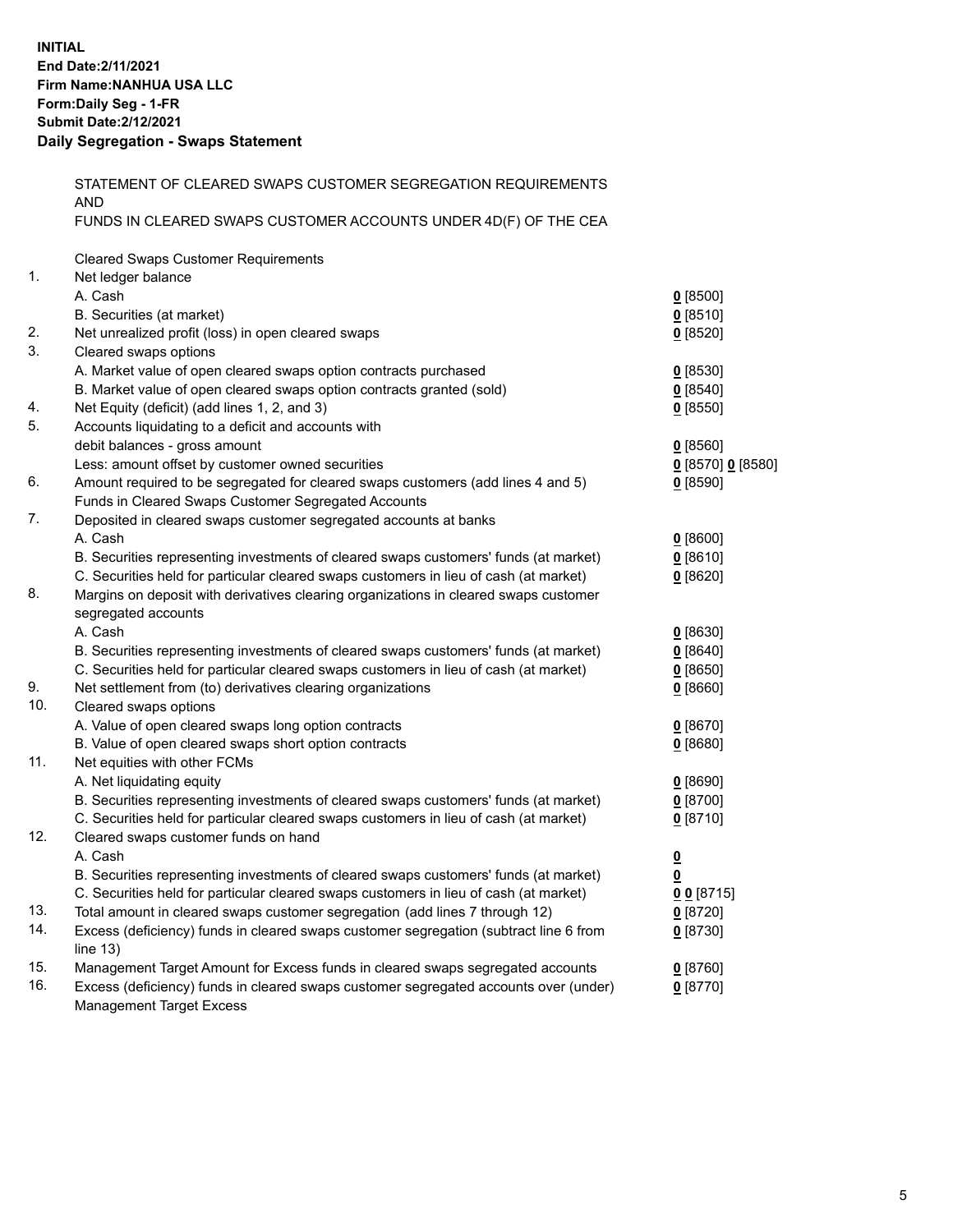**INITIAL**
**End Date:2/11/2021**
**Firm Name:NANHUA USA LLC**
**Form:Daily Seg - 1-FR**
**Submit Date:2/12/2021**
**Daily Segregation - Swaps Statement**

STATEMENT OF CLEARED SWAPS CUSTOMER SEGREGATION REQUIREMENTS AND FUNDS IN CLEARED SWAPS CUSTOMER ACCOUNTS UNDER 4D(F) OF THE CEA

| | | |
|---|---|---|
| | Cleared Swaps Customer Requirements | |
| 1. | Net ledger balance | |
| | A. Cash | 0 [8500] |
| | B. Securities (at market) | 0 [8510] |
| 2. | Net unrealized profit (loss) in open cleared swaps | 0 [8520] |
| 3. | Cleared swaps options | |
| | A. Market value of open cleared swaps option contracts purchased | 0 [8530] |
| | B. Market value of open cleared swaps option contracts granted (sold) | 0 [8540] |
| 4. | Net Equity (deficit) (add lines 1, 2, and 3) | 0 [8550] |
| 5. | Accounts liquidating to a deficit and accounts with debit balances - gross amount | 0 [8560] |
| | Less: amount offset by customer owned securities | 0 [8570] 0 [8580] |
| 6. | Amount required to be segregated for cleared swaps customers (add lines 4 and 5) | 0 [8590] |
| | Funds in Cleared Swaps Customer Segregated Accounts | |
| 7. | Deposited in cleared swaps customer segregated accounts at banks | |
| | A. Cash | 0 [8600] |
| | B. Securities representing investments of cleared swaps customers' funds (at market) | 0 [8610] |
| | C. Securities held for particular cleared swaps customers in lieu of cash (at market) | 0 [8620] |
| 8. | Margins on deposit with derivatives clearing organizations in cleared swaps customer segregated accounts | |
| | A. Cash | 0 [8630] |
| | B. Securities representing investments of cleared swaps customers' funds (at market) | 0 [8640] |
| | C. Securities held for particular cleared swaps customers in lieu of cash (at market) | 0 [8650] |
| 9. | Net settlement from (to) derivatives clearing organizations | 0 [8660] |
| 10. | Cleared swaps options | |
| | A. Value of open cleared swaps long option contracts | 0 [8670] |
| | B. Value of open cleared swaps short option contracts | 0 [8680] |
| 11. | Net equities with other FCMs | |
| | A. Net liquidating equity | 0 [8690] |
| | B. Securities representing investments of cleared swaps customers' funds (at market) | 0 [8700] |
| | C. Securities held for particular cleared swaps customers in lieu of cash (at market) | 0 [8710] |
| 12. | Cleared swaps customer funds on hand | |
| | A. Cash | 0 |
| | B. Securities representing investments of cleared swaps customers' funds (at market) | 0 |
| | C. Securities held for particular cleared swaps customers in lieu of cash (at market) | 0 0 [8715] |
| 13. | Total amount in cleared swaps customer segregation (add lines 7 through 12) | 0 [8720] |
| 14. | Excess (deficiency) funds in cleared swaps customer segregation (subtract line 6 from line 13) | 0 [8730] |
| 15. | Management Target Amount for Excess funds in cleared swaps segregated accounts | 0 [8760] |
| 16. | Excess (deficiency) funds in cleared swaps customer segregated accounts over (under) Management Target Excess | 0 [8770] |